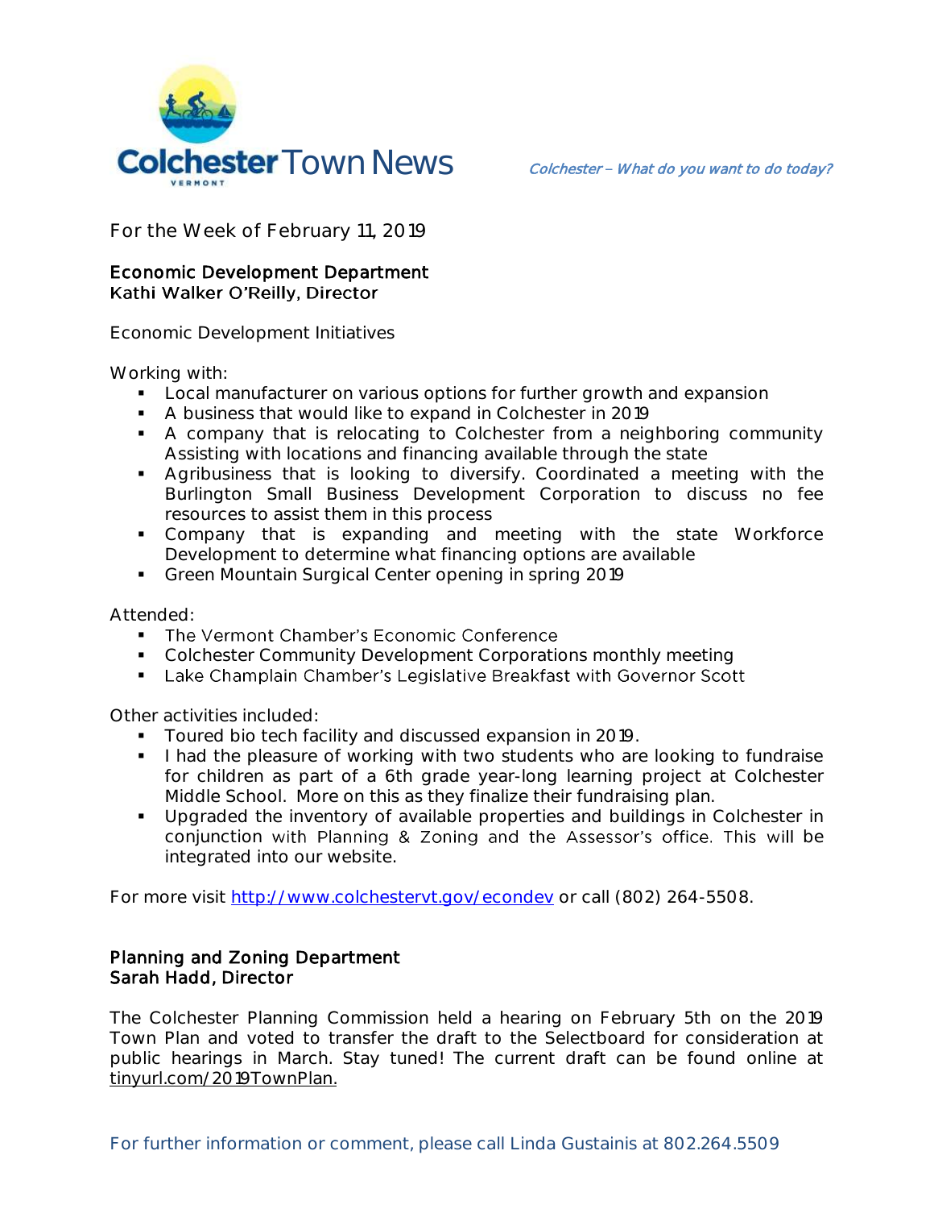# Colchester Town News

*Colchester – What do you want to do today?*

For the Week of February 11, 2019

## Economic Development Department
**Kathi Walker O'Reilly, Director**

Economic Development Initiatives

Working with:
- Local manufacturer on various options for further growth and expansion
- A business that would like to expand in Colchester in 2019
- A company that is relocating to Colchester from a neighboring community Assisting with locations and financing available through the state
- Agribusiness that is looking to diversify. Coordinated a meeting with the Burlington Small Business Development Corporation to discuss no fee resources to assist them in this process
- Company that is expanding and meeting with the state Workforce Development to determine what financing options are available
- Green Mountain Surgical Center opening in spring 2019

Attended:
- The Vermont Chamber's Economic Conference
- Colchester Community Development Corporations monthly meeting
- Lake Champlain Chamber's Legislative Breakfast with Governor Scott

Other activities included:
- Toured bio tech facility and discussed expansion in 2019.
- I had the pleasure of working with two students who are looking to fundraise for children as part of a 6th grade year-long learning project at Colchester Middle School. More on this as they finalize their fundraising plan.
- Upgraded the inventory of available properties and buildings in Colchester in conjunction with Planning & Zoning and the Assessor's office. This will be integrated into our website.

For more visit http://www.colchestervt.gov/econdev or call (802) 264-5508.

## Planning and Zoning Department
**Sarah Hadd, Director**

The Colchester Planning Commission held a hearing on February 5th on the 2019 Town Plan and voted to transfer the draft to the Selectboard for consideration at public hearings in March. Stay tuned! The current draft can be found online at tinyurl.com/2019TownPlan.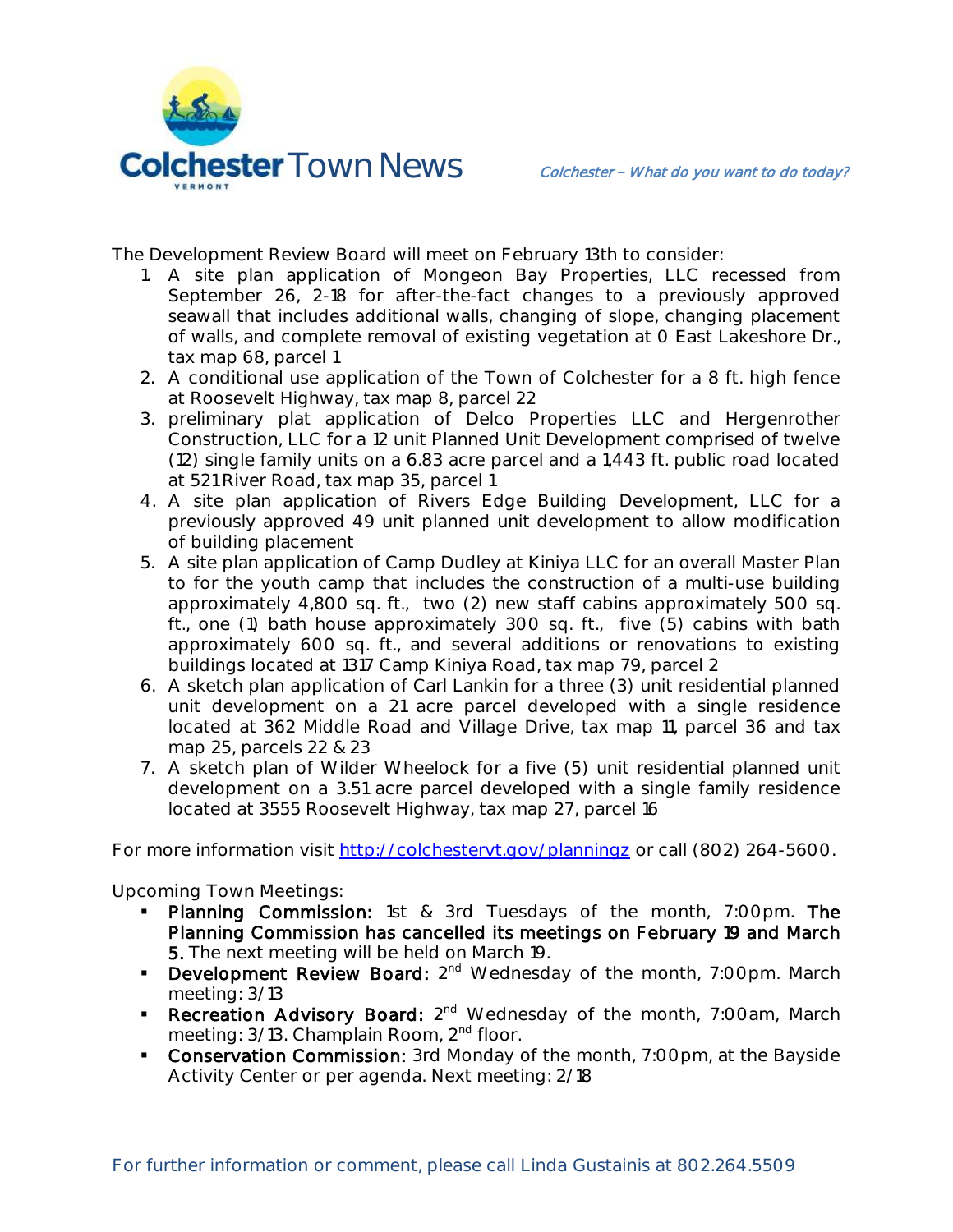The Development Review Board will meet on February 13th to consider:

1. A site plan application of Mongeon Bay Properties, LLC recessed from September 26, 2-18 for after-the-fact changes to a previously approved seawall that includes additional walls, changing of slope, changing placement of walls, and complete removal of existing vegetation at 0 East Lakeshore Dr., tax map 68, parcel 1
2. A conditional use application of the Town of Colchester for a 8 ft. high fence at Roosevelt Highway, tax map 8, parcel 22
3. preliminary plat application of Delco Properties LLC and Hergenrother Construction, LLC for a 12 unit Planned Unit Development comprised of twelve (12) single family units on a 6.83 acre parcel and a 1,443 ft. public road located at 521 River Road, tax map 35, parcel 1
4. A site plan application of Rivers Edge Building Development, LLC for a previously approved 49 unit planned unit development to allow modification of building placement
5. A site plan application of Camp Dudley at Kiniya LLC for an overall Master Plan to for the youth camp that includes the construction of a multi-use building approximately 4,800 sq. ft., two (2) new staff cabins approximately 500 sq. ft., one (1) bath house approximately 300 sq. ft., five (5) cabins with bath approximately 600 sq. ft., and several additions or renovations to existing buildings located at 1317 Camp Kiniya Road, tax map 79, parcel 2
6. A sketch plan application of Carl Lankin for a three (3) unit residential planned unit development on a 21 acre parcel developed with a single residence located at 362 Middle Road and Village Drive, tax map 11, parcel 36 and tax map 25, parcels 22 & 23
7. A sketch plan of Wilder Wheelock for a five (5) unit residential planned unit development on a 3.51 acre parcel developed with a single family residence located at 3555 Roosevelt Highway, tax map 27, parcel 16

For more information visit http://colchestervt.gov/planningz or call (802) 264-5600.

Upcoming Town Meetings:

- **Planning Commission:** 1st & 3rd Tuesdays of the month, 7:00pm. **The Planning Commission has cancelled its meetings on February 19 and March 5.** The next meeting will be held on March 19.
- **Development Review Board:** 2nd Wednesday of the month, 7:00pm. March meeting: 3/13
- **Recreation Advisory Board:** 2nd Wednesday of the month, 7:00am, March meeting: 3/13. Champlain Room, 2nd floor.
- **Conservation Commission:** 3rd Monday of the month, 7:00pm, at the Bayside Activity Center or per agenda. Next meeting: 2/18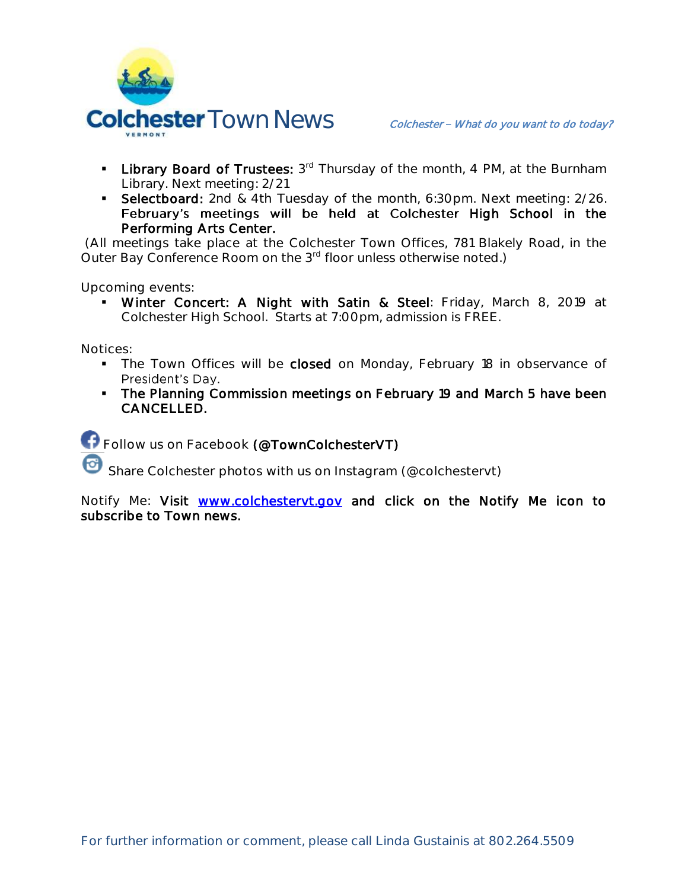- **Library Board of Trustees:** 3rd Thursday of the month, 4 PM, at the Burnham Library. Next meeting: 2/21
- **Selectboard:** 2nd & 4th Tuesday of the month, 6:30pm. Next meeting: 2/26. **February's meetings will be held at Colchester High School in the Performing Arts Center.**

(All meetings take place at the Colchester Town Offices, 781 Blakely Road, in the Outer Bay Conference Room on the 3rd floor unless otherwise noted.)

Upcoming events:

- **Winter Concert: A Night with Satin & Steel**: Friday, March 8, 2019 at Colchester High School. Starts at 7:00pm, admission is FREE.

Notices:

- The Town Offices will be **closed** on Monday, February 18 in observance of President's Day.
- **The Planning Commission meetings on February 19 and March 5 have been CANCELLED.**

Follow us on Facebook **(@TownColchesterVT)**

Share Colchester photos with us on Instagram (@colchestervt)

Notify Me: **Visit [www.colchestervt.gov](http://www.colchestervt.gov) and click on the Notify Me icon to subscribe to Town news.**